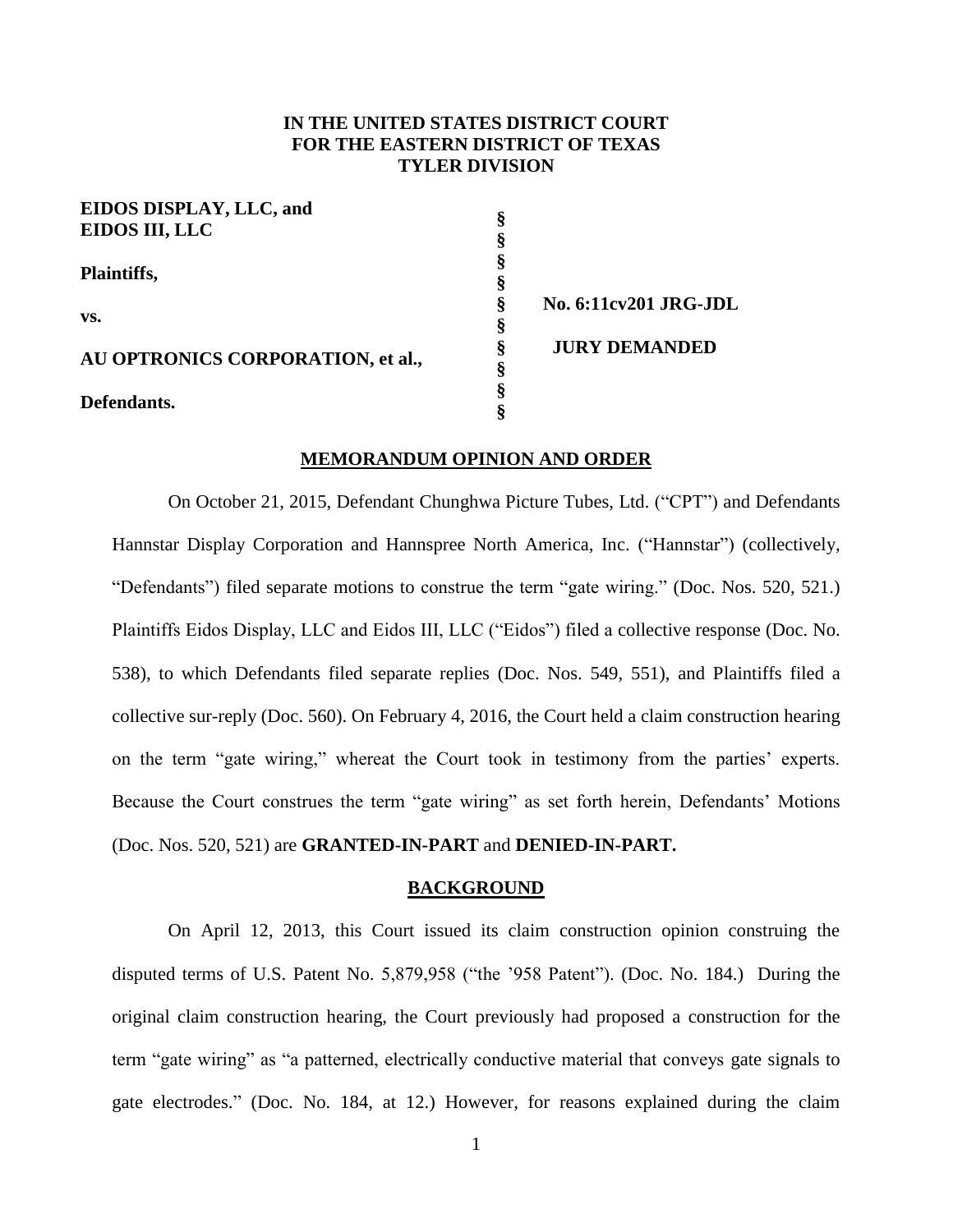**IN THE UNITED STATES DISTRICT COURT**
**FOR THE EASTERN DISTRICT OF TEXAS**
**TYLER DIVISION**

| | | |
|---|---|---|
| **EIDOS DISPLAY, LLC, and EIDOS III, LLC** | § | |
| | § | |
| **Plaintiffs,** | § | |
| | § | |
| **vs.** | § | **No. 6:11cv201 JRG-JDL** |
| | § | |
| **AU OPTRONICS CORPORATION, et al.,** | § | **JURY DEMANDED** |
| | § | |
| **Defendants.** | § | |
| | § | |

## MEMORANDUM OPINION AND ORDER

On October 21, 2015, Defendant Chunghwa Picture Tubes, Ltd. ("CPT") and Defendants Hannstar Display Corporation and Hannspree North America, Inc. ("Hannstar") (collectively, "Defendants") filed separate motions to construe the term "gate wiring." (Doc. Nos. 520, 521.) Plaintiffs Eidos Display, LLC and Eidos III, LLC ("Eidos") filed a collective response (Doc. No. 538), to which Defendants filed separate replies (Doc. Nos. 549, 551), and Plaintiffs filed a collective sur-reply (Doc. 560). On February 4, 2016, the Court held a claim construction hearing on the term "gate wiring," whereat the Court took in testimony from the parties' experts. Because the Court construes the term "gate wiring" as set forth herein, Defendants' Motions (Doc. Nos. 520, 521) are **GRANTED-IN-PART** and **DENIED-IN-PART.**

## BACKGROUND

On April 12, 2013, this Court issued its claim construction opinion construing the disputed terms of U.S. Patent No. 5,879,958 ("the '958 Patent"). (Doc. No. 184.) During the original claim construction hearing, the Court previously had proposed a construction for the term "gate wiring" as "a patterned, electrically conductive material that conveys gate signals to gate electrodes." (Doc. No. 184, at 12.) However, for reasons explained during the claim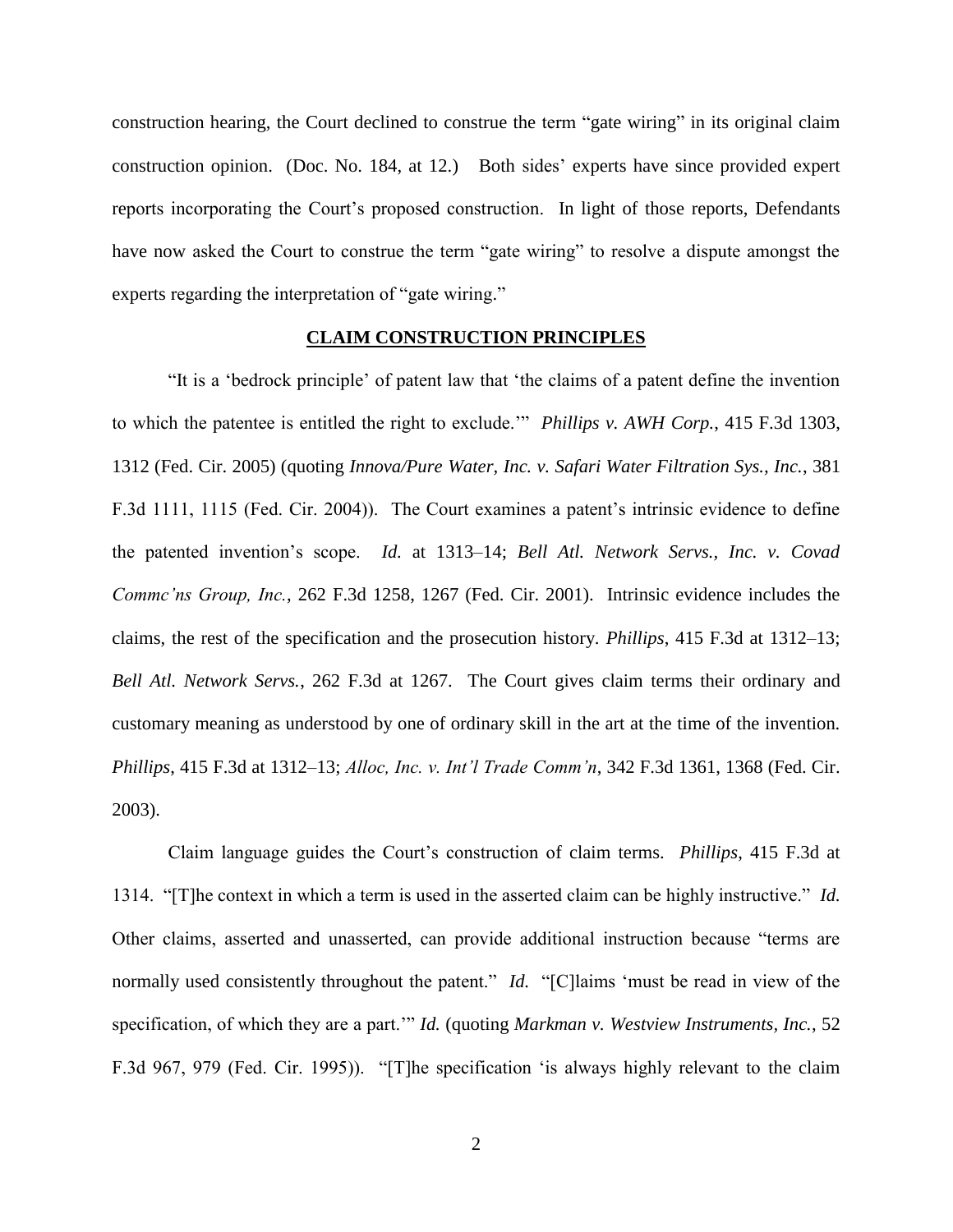construction hearing, the Court declined to construe the term "gate wiring" in its original claim construction opinion. (Doc. No. 184, at 12.) Both sides' experts have since provided expert reports incorporating the Court's proposed construction. In light of those reports, Defendants have now asked the Court to construe the term "gate wiring" to resolve a dispute amongst the experts regarding the interpretation of "gate wiring."

## **CLAIM CONSTRUCTION PRINCIPLES**

"It is a 'bedrock principle' of patent law that 'the claims of a patent define the invention to which the patentee is entitled the right to exclude.'" *Phillips v. AWH Corp.*, 415 F.3d 1303, 1312 (Fed. Cir. 2005) (quoting *Innova/Pure Water, Inc. v. Safari Water Filtration Sys., Inc.*, 381 F.3d 1111, 1115 (Fed. Cir. 2004)). The Court examines a patent's intrinsic evidence to define the patented invention's scope. *Id.* at 1313–14; *Bell Atl. Network Servs., Inc. v. Covad Commc'ns Group, Inc.*, 262 F.3d 1258, 1267 (Fed. Cir. 2001). Intrinsic evidence includes the claims, the rest of the specification and the prosecution history. *Phillips*, 415 F.3d at 1312–13; *Bell Atl. Network Servs.*, 262 F.3d at 1267. The Court gives claim terms their ordinary and customary meaning as understood by one of ordinary skill in the art at the time of the invention. *Phillips*, 415 F.3d at 1312–13; *Alloc, Inc. v. Int'l Trade Comm'n*, 342 F.3d 1361, 1368 (Fed. Cir. 2003).

Claim language guides the Court's construction of claim terms. *Phillips*, 415 F.3d at 1314. "[T]he context in which a term is used in the asserted claim can be highly instructive." *Id.* Other claims, asserted and unasserted, can provide additional instruction because "terms are normally used consistently throughout the patent." *Id.* "[C]laims 'must be read in view of the specification, of which they are a part.'" *Id.* (quoting *Markman v. Westview Instruments, Inc.*, 52 F.3d 967, 979 (Fed. Cir. 1995)). "[T]he specification 'is always highly relevant to the claim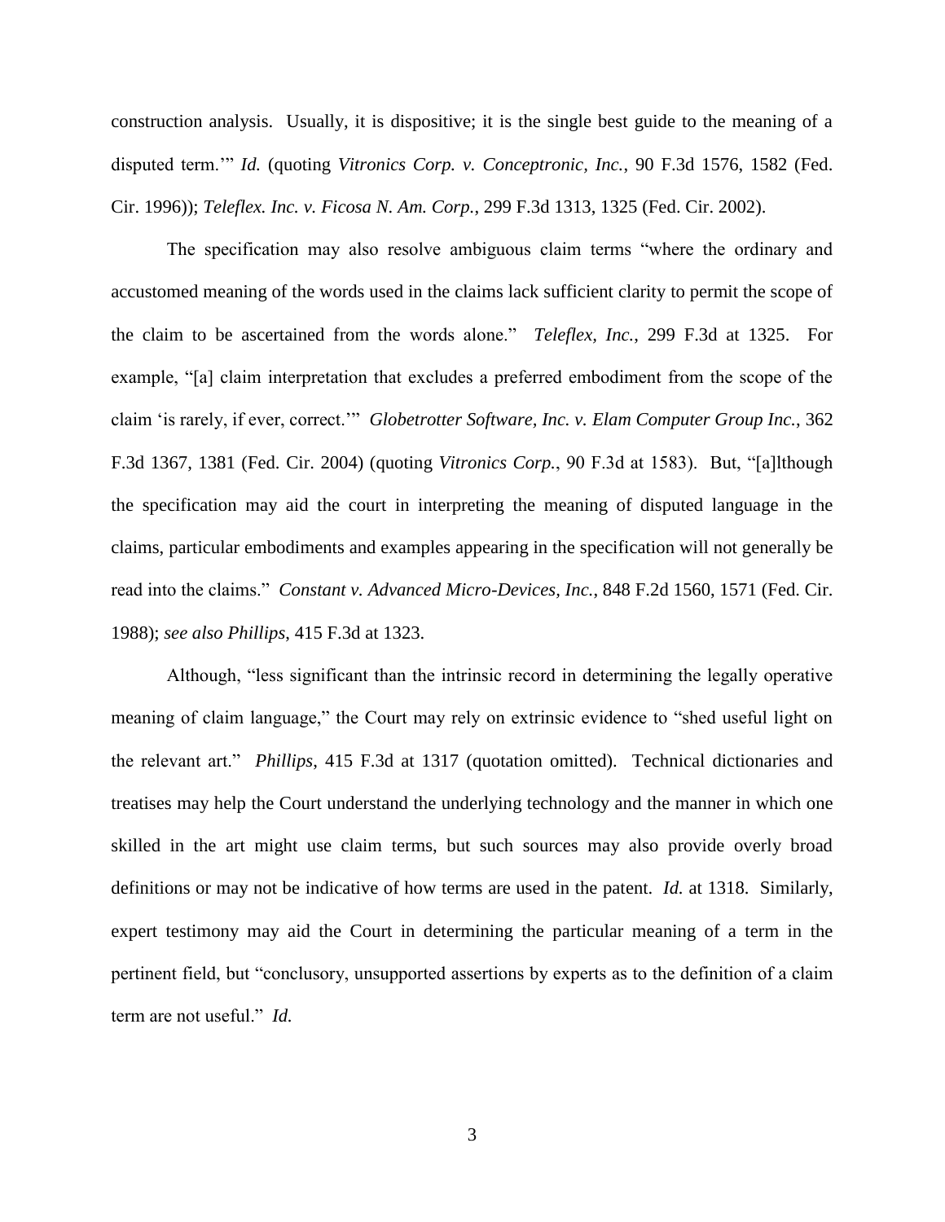construction analysis. Usually, it is dispositive; it is the single best guide to the meaning of a disputed term.'" *Id.* (quoting *Vitronics Corp. v. Conceptronic, Inc.*, 90 F.3d 1576, 1582 (Fed. Cir. 1996)); *Teleflex. Inc. v. Ficosa N. Am. Corp.*, 299 F.3d 1313, 1325 (Fed. Cir. 2002).

The specification may also resolve ambiguous claim terms "where the ordinary and accustomed meaning of the words used in the claims lack sufficient clarity to permit the scope of the claim to be ascertained from the words alone." *Teleflex, Inc.*, 299 F.3d at 1325. For example, "[a] claim interpretation that excludes a preferred embodiment from the scope of the claim 'is rarely, if ever, correct.'" *Globetrotter Software, Inc. v. Elam Computer Group Inc.*, 362 F.3d 1367, 1381 (Fed. Cir. 2004) (quoting *Vitronics Corp.*, 90 F.3d at 1583). But, "[a]lthough the specification may aid the court in interpreting the meaning of disputed language in the claims, particular embodiments and examples appearing in the specification will not generally be read into the claims." *Constant v. Advanced Micro-Devices, Inc.*, 848 F.2d 1560, 1571 (Fed. Cir. 1988); *see also Phillips*, 415 F.3d at 1323.

Although, "less significant than the intrinsic record in determining the legally operative meaning of claim language," the Court may rely on extrinsic evidence to "shed useful light on the relevant art." *Phillips*, 415 F.3d at 1317 (quotation omitted). Technical dictionaries and treatises may help the Court understand the underlying technology and the manner in which one skilled in the art might use claim terms, but such sources may also provide overly broad definitions or may not be indicative of how terms are used in the patent. *Id.* at 1318. Similarly, expert testimony may aid the Court in determining the particular meaning of a term in the pertinent field, but "conclusory, unsupported assertions by experts as to the definition of a claim term are not useful." *Id.*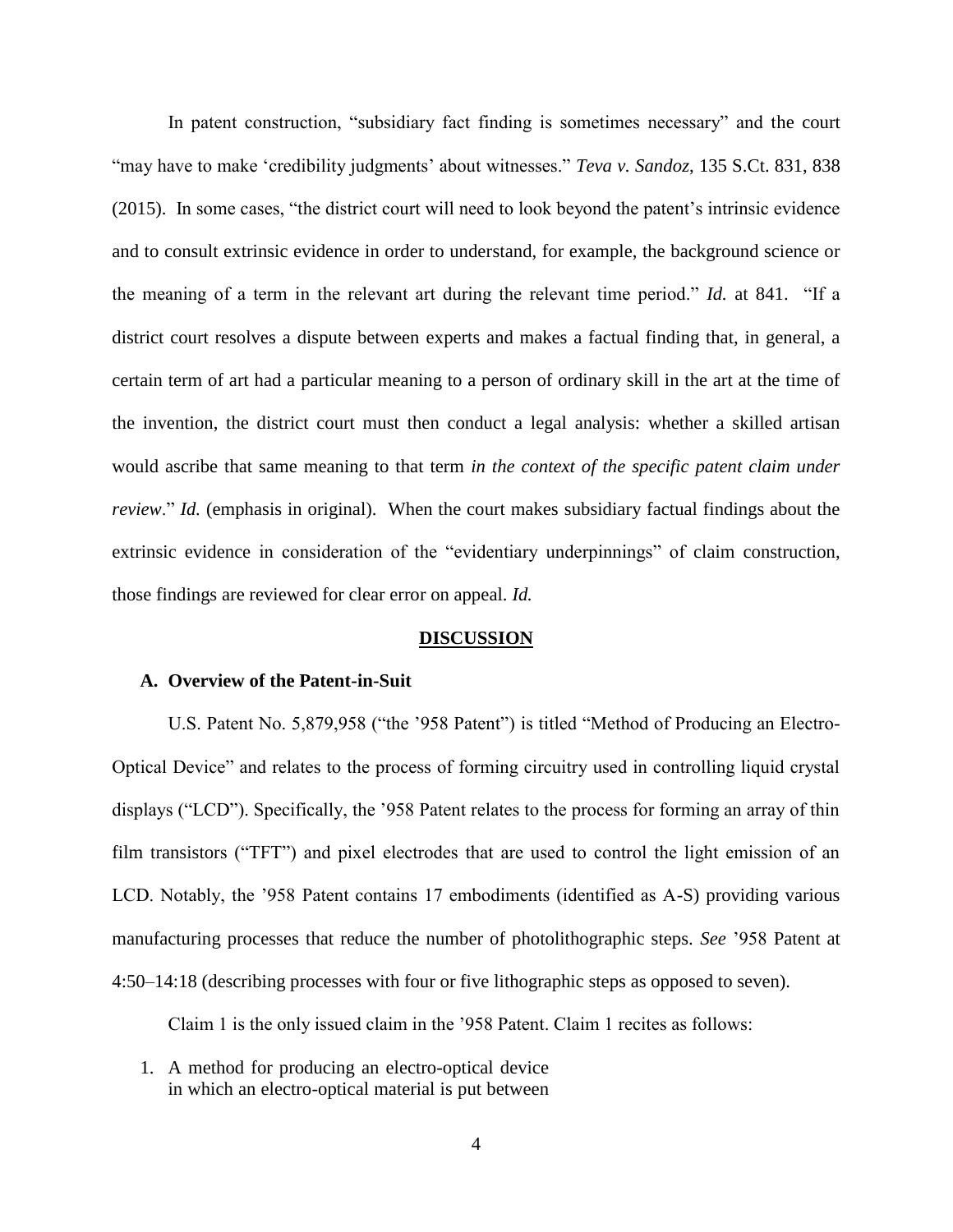In patent construction, "subsidiary fact finding is sometimes necessary" and the court "may have to make 'credibility judgments' about witnesses." *Teva v. Sandoz*, 135 S.Ct. 831, 838 (2015). In some cases, "the district court will need to look beyond the patent's intrinsic evidence and to consult extrinsic evidence in order to understand, for example, the background science or the meaning of a term in the relevant art during the relevant time period." *Id.* at 841. "If a district court resolves a dispute between experts and makes a factual finding that, in general, a certain term of art had a particular meaning to a person of ordinary skill in the art at the time of the invention, the district court must then conduct a legal analysis: whether a skilled artisan would ascribe that same meaning to that term *in the context of the specific patent claim under review*." *Id.* (emphasis in original). When the court makes subsidiary factual findings about the extrinsic evidence in consideration of the "evidentiary underpinnings" of claim construction, those findings are reviewed for clear error on appeal. *Id.*

## DISCUSSION

### A. Overview of the Patent-in-Suit

U.S. Patent No. 5,879,958 ("the '958 Patent") is titled "Method of Producing an Electro-Optical Device" and relates to the process of forming circuitry used in controlling liquid crystal displays ("LCD"). Specifically, the '958 Patent relates to the process for forming an array of thin film transistors ("TFT") and pixel electrodes that are used to control the light emission of an LCD. Notably, the '958 Patent contains 17 embodiments (identified as A-S) providing various manufacturing processes that reduce the number of photolithographic steps. *See* '958 Patent at 4:50–14:18 (describing processes with four or five lithographic steps as opposed to seven).

Claim 1 is the only issued claim in the '958 Patent. Claim 1 recites as follows:

1. A method for producing an electro-optical device
   in which an electro-optical material is put between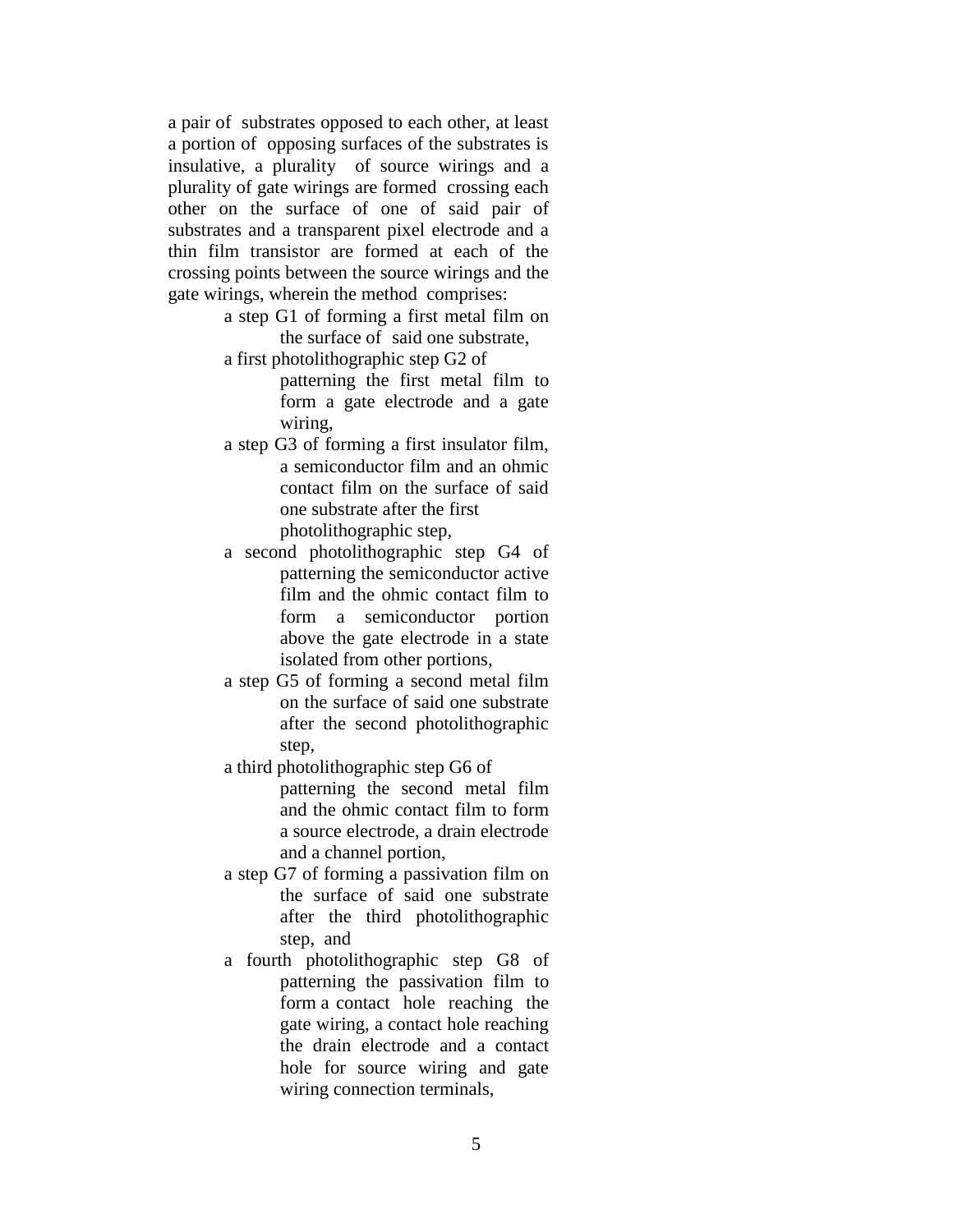a pair of substrates opposed to each other, at least a portion of opposing surfaces of the substrates is insulative, a plurality of source wirings and a plurality of gate wirings are formed crossing each other on the surface of one of said pair of substrates and a transparent pixel electrode and a thin film transistor are formed at each of the crossing points between the source wirings and the gate wirings, wherein the method comprises:

- a step G1 of forming a first metal film on the surface of said one substrate,
- a first photolithographic step G2 of patterning the first metal film to form a gate electrode and a gate wiring,
- a step G3 of forming a first insulator film, a semiconductor film and an ohmic contact film on the surface of said one substrate after the first photolithographic step,
- a second photolithographic step G4 of patterning the semiconductor active film and the ohmic contact film to form a semiconductor portion above the gate electrode in a state isolated from other portions,
- a step G5 of forming a second metal film on the surface of said one substrate after the second photolithographic step,
- a third photolithographic step G6 of patterning the second metal film and the ohmic contact film to form a source electrode, a drain electrode and a channel portion,
- a step G7 of forming a passivation film on the surface of said one substrate after the third photolithographic step, and
- a fourth photolithographic step G8 of patterning the passivation film to form a contact hole reaching the gate wiring, a contact hole reaching the drain electrode and a contact hole for source wiring and gate wiring connection terminals,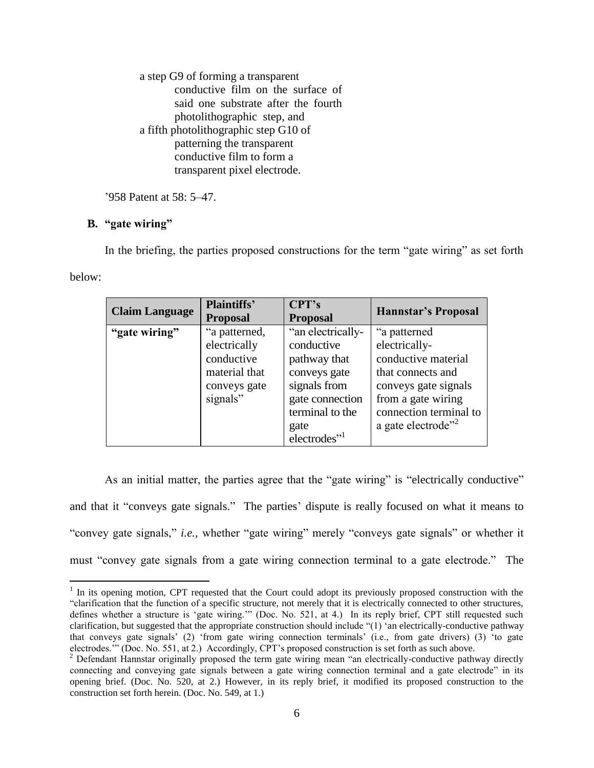a step G9 of forming a transparent
conductive film on the surface of
said one substrate after the fourth
photolithographic step, and

a fifth photolithographic step G10 of
patterning the transparent
conductive film to form a
transparent pixel electrode.

’958 Patent at 58: 5–47.

### B. “gate wiring”

In the briefing, the parties proposed constructions for the term “gate wiring” as set forth below:

| Claim Language | Plaintiffs’ Proposal | CPT’s Proposal | Hannstar’s Proposal |
|---|---|---|---|
| **“gate wiring”** | “a patterned, electrically conductive material that conveys gate signals” | “an electrically-conductive pathway that conveys gate signals from gate connection terminal to the gate electrodes”[1] | “a patterned electrically-conductive material that connects and conveys gate signals from a gate wiring connection terminal to a gate electrode”[2] |

As an initial matter, the parties agree that the “gate wiring” is “electrically conductive” and that it “conveys gate signals.” The parties’ dispute is really focused on what it means to “convey gate signals,” *i.e.,* whether “gate wiring” merely “conveys gate signals” or whether it must “convey gate signals from a gate wiring connection terminal to a gate electrode.” The

---

[1] In its opening motion, CPT requested that the Court could adopt its previously proposed construction with the “clarification that the function of a specific structure, not merely that it is electrically connected to other structures, defines whether a structure is ‘gate wiring.’” (Doc. No. 521, at 4.) In its reply brief, CPT still requested such clarification, but suggested that the appropriate construction should include “(1) ‘an electrically-conductive pathway that conveys gate signals’ (2) ‘from gate wiring connection terminals’ (i.e., from gate drivers) (3) ‘to gate electrodes.’” (Doc. No. 551, at 2.) Accordingly, CPT’s proposed construction is set forth as such above.

[2] Defendant Hannstar originally proposed the term gate wiring mean “an electrically-conductive pathway directly connecting and conveying gate signals between a gate wiring connection terminal and a gate electrode” in its opening brief. (Doc. No. 520, at 2.) However, in its reply brief, it modified its proposed construction to the construction set forth herein. (Doc. No. 549, at 1.)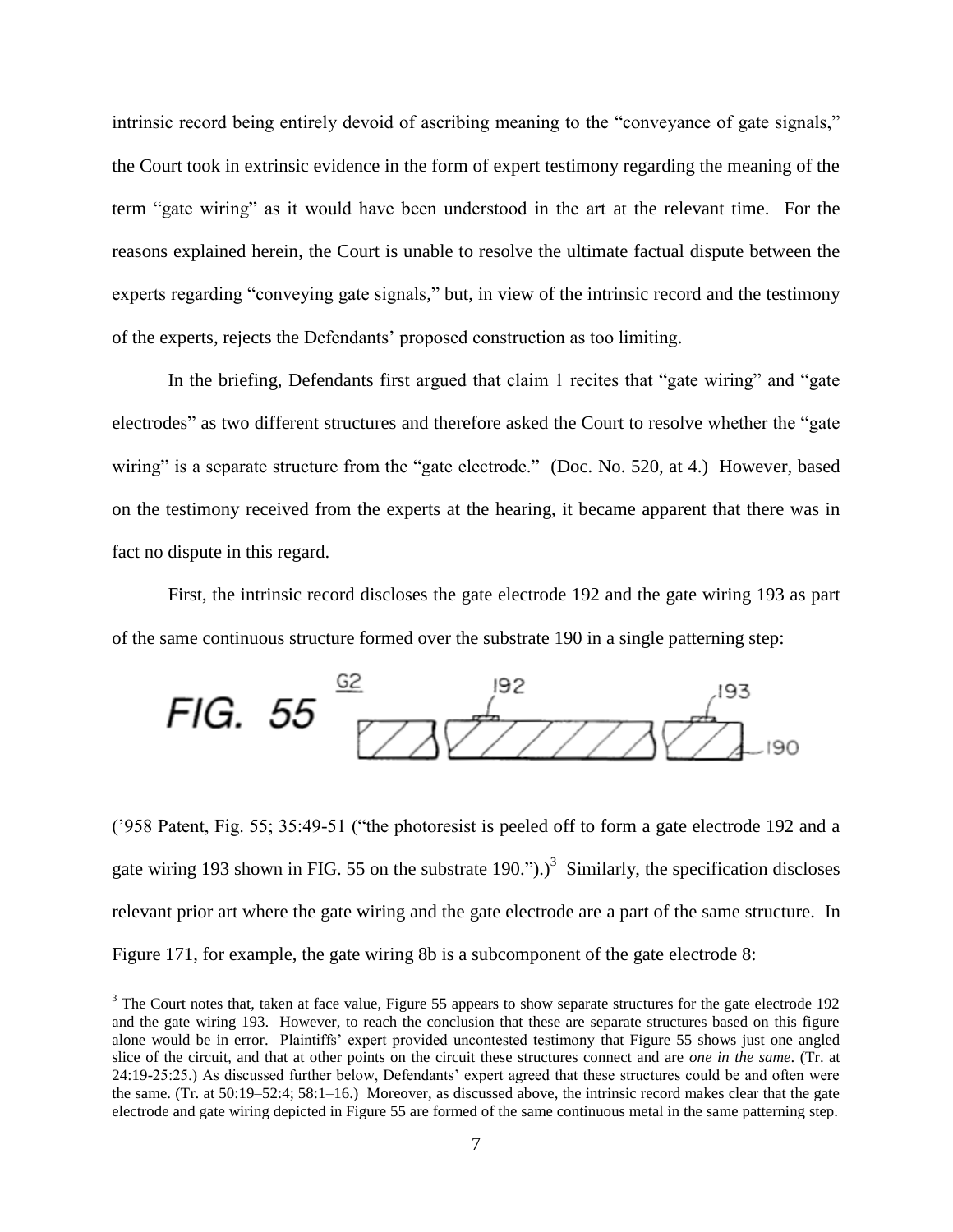intrinsic record being entirely devoid of ascribing meaning to the "conveyance of gate signals," the Court took in extrinsic evidence in the form of expert testimony regarding the meaning of the term "gate wiring" as it would have been understood in the art at the relevant time. For the reasons explained herein, the Court is unable to resolve the ultimate factual dispute between the experts regarding "conveying gate signals," but, in view of the intrinsic record and the testimony of the experts, rejects the Defendants' proposed construction as too limiting.

In the briefing, Defendants first argued that claim 1 recites that "gate wiring" and "gate electrodes" as two different structures and therefore asked the Court to resolve whether the "gate wiring" is a separate structure from the "gate electrode." (Doc. No. 520, at 4.) However, based on the testimony received from the experts at the hearing, it became apparent that there was in fact no dispute in this regard.

First, the intrinsic record discloses the gate electrode 192 and the gate wiring 193 as part of the same continuous structure formed over the substrate 190 in a single patterning step:

FIG. 55 G2 192 193 190

('958 Patent, Fig. 55; 35:49-51 ("the photoresist is peeled off to form a gate electrode 192 and a gate wiring 193 shown in FIG. 55 on the substrate 190.").)[3] Similarly, the specification discloses relevant prior art where the gate wiring and the gate electrode are a part of the same structure. In Figure 171, for example, the gate wiring 8b is a subcomponent of the gate electrode 8:

[3] The Court notes that, taken at face value, Figure 55 appears to show separate structures for the gate electrode 192 and the gate wiring 193. However, to reach the conclusion that these are separate structures based on this figure alone would be in error. Plaintiffs' expert provided uncontested testimony that Figure 55 shows just one angled slice of the circuit, and that at other points on the circuit these structures connect and are *one in the same*. (Tr. at 24:19-25:25.) As discussed further below, Defendants' expert agreed that these structures could be and often were the same. (Tr. at 50:19–52:4; 58:1–16.) Moreover, as discussed above, the intrinsic record makes clear that the gate electrode and gate wiring depicted in Figure 55 are formed of the same continuous metal in the same patterning step.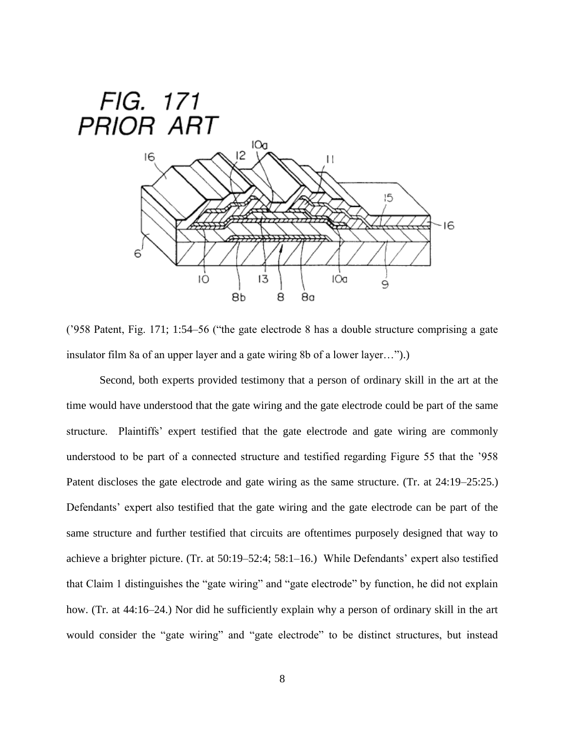FIG. 171
PRIOR ART

('958 Patent, Fig. 171; 1:54–56 ("the gate electrode 8 has a double structure comprising a gate insulator film 8a of an upper layer and a gate wiring 8b of a lower layer…").)

Second, both experts provided testimony that a person of ordinary skill in the art at the time would have understood that the gate wiring and the gate electrode could be part of the same structure. Plaintiffs' expert testified that the gate electrode and gate wiring are commonly understood to be part of a connected structure and testified regarding Figure 55 that the '958 Patent discloses the gate electrode and gate wiring as the same structure. (Tr. at 24:19–25:25.) Defendants' expert also testified that the gate wiring and the gate electrode can be part of the same structure and further testified that circuits are oftentimes purposely designed that way to achieve a brighter picture. (Tr. at 50:19–52:4; 58:1–16.) While Defendants' expert also testified that Claim 1 distinguishes the "gate wiring" and "gate electrode" by function, he did not explain how. (Tr. at 44:16–24.) Nor did he sufficiently explain why a person of ordinary skill in the art would consider the "gate wiring" and "gate electrode" to be distinct structures, but instead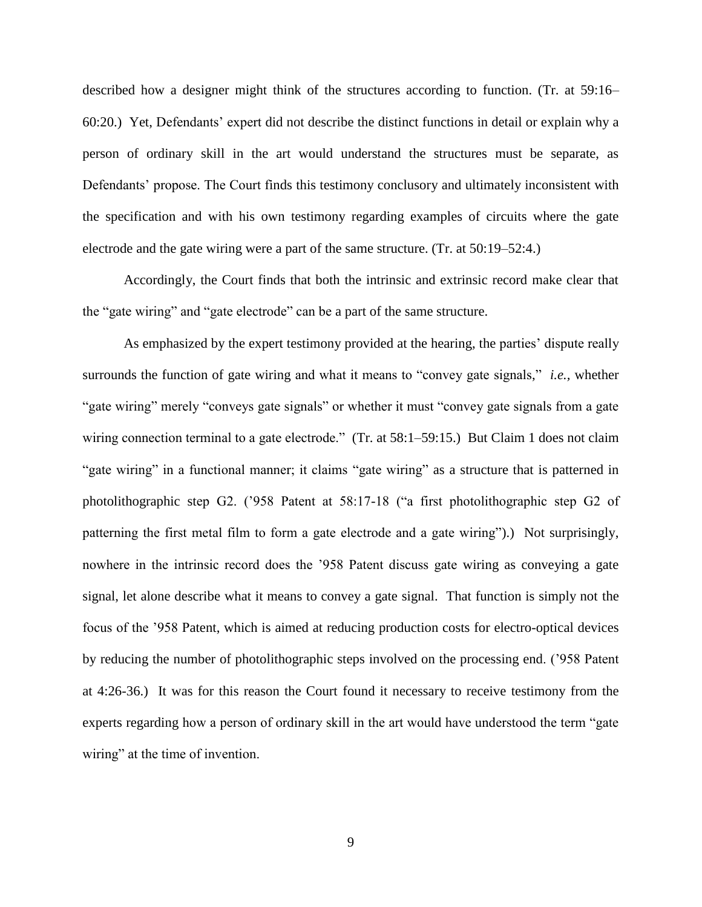described how a designer might think of the structures according to function. (Tr. at 59:16–60:20.) Yet, Defendants' expert did not describe the distinct functions in detail or explain why a person of ordinary skill in the art would understand the structures must be separate, as Defendants' propose. The Court finds this testimony conclusory and ultimately inconsistent with the specification and with his own testimony regarding examples of circuits where the gate electrode and the gate wiring were a part of the same structure. (Tr. at 50:19–52:4.)

Accordingly, the Court finds that both the intrinsic and extrinsic record make clear that the "gate wiring" and "gate electrode" can be a part of the same structure.

As emphasized by the expert testimony provided at the hearing, the parties' dispute really surrounds the function of gate wiring and what it means to "convey gate signals," *i.e.*, whether "gate wiring" merely "conveys gate signals" or whether it must "convey gate signals from a gate wiring connection terminal to a gate electrode." (Tr. at 58:1–59:15.) But Claim 1 does not claim "gate wiring" in a functional manner; it claims "gate wiring" as a structure that is patterned in photolithographic step G2. ('958 Patent at 58:17-18 ("a first photolithographic step G2 of patterning the first metal film to form a gate electrode and a gate wiring").) Not surprisingly, nowhere in the intrinsic record does the '958 Patent discuss gate wiring as conveying a gate signal, let alone describe what it means to convey a gate signal. That function is simply not the focus of the '958 Patent, which is aimed at reducing production costs for electro-optical devices by reducing the number of photolithographic steps involved on the processing end. ('958 Patent at 4:26-36.) It was for this reason the Court found it necessary to receive testimony from the experts regarding how a person of ordinary skill in the art would have understood the term "gate wiring" at the time of invention.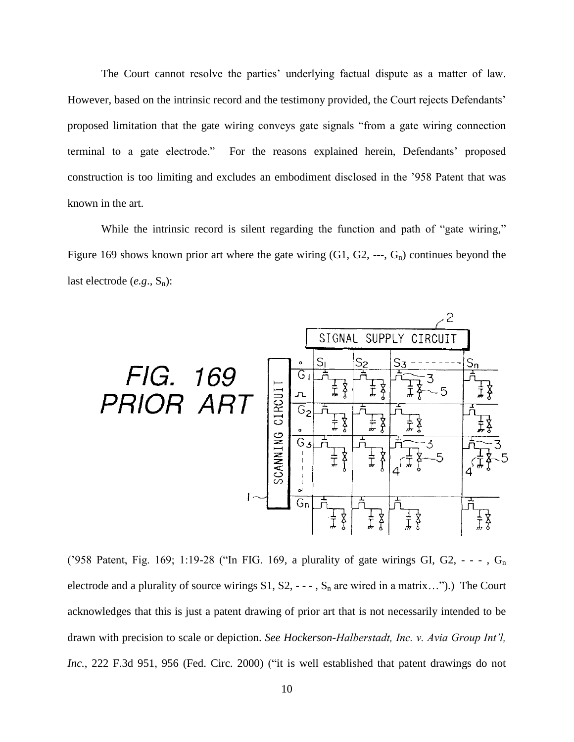The Court cannot resolve the parties' underlying factual dispute as a matter of law. However, based on the intrinsic record and the testimony provided, the Court rejects Defendants' proposed limitation that the gate wiring conveys gate signals "from a gate wiring connection terminal to a gate electrode." For the reasons explained herein, Defendants' proposed construction is too limiting and excludes an embodiment disclosed in the '958 Patent that was known in the art.

While the intrinsic record is silent regarding the function and path of "gate wiring," Figure 169 shows known prior art where the gate wiring (G1, G2, ---, $G_n$) continues beyond the last electrode (*e.g.*, $S_n$):

('958 Patent, Fig. 169; 1:19-28 ("In FIG. 169, a plurality of gate wirings GI, G2, - - - , $G_n$ electrode and a plurality of source wirings S1, S2, - - - , $S_n$ are wired in a matrix…").) The Court acknowledges that this is just a patent drawing of prior art that is not necessarily intended to be drawn with precision to scale or depiction. *See Hockerson-Halberstadt, Inc. v. Avia Group Int'l, Inc.*, 222 F.3d 951, 956 (Fed. Circ. 2000) ("it is well established that patent drawings do not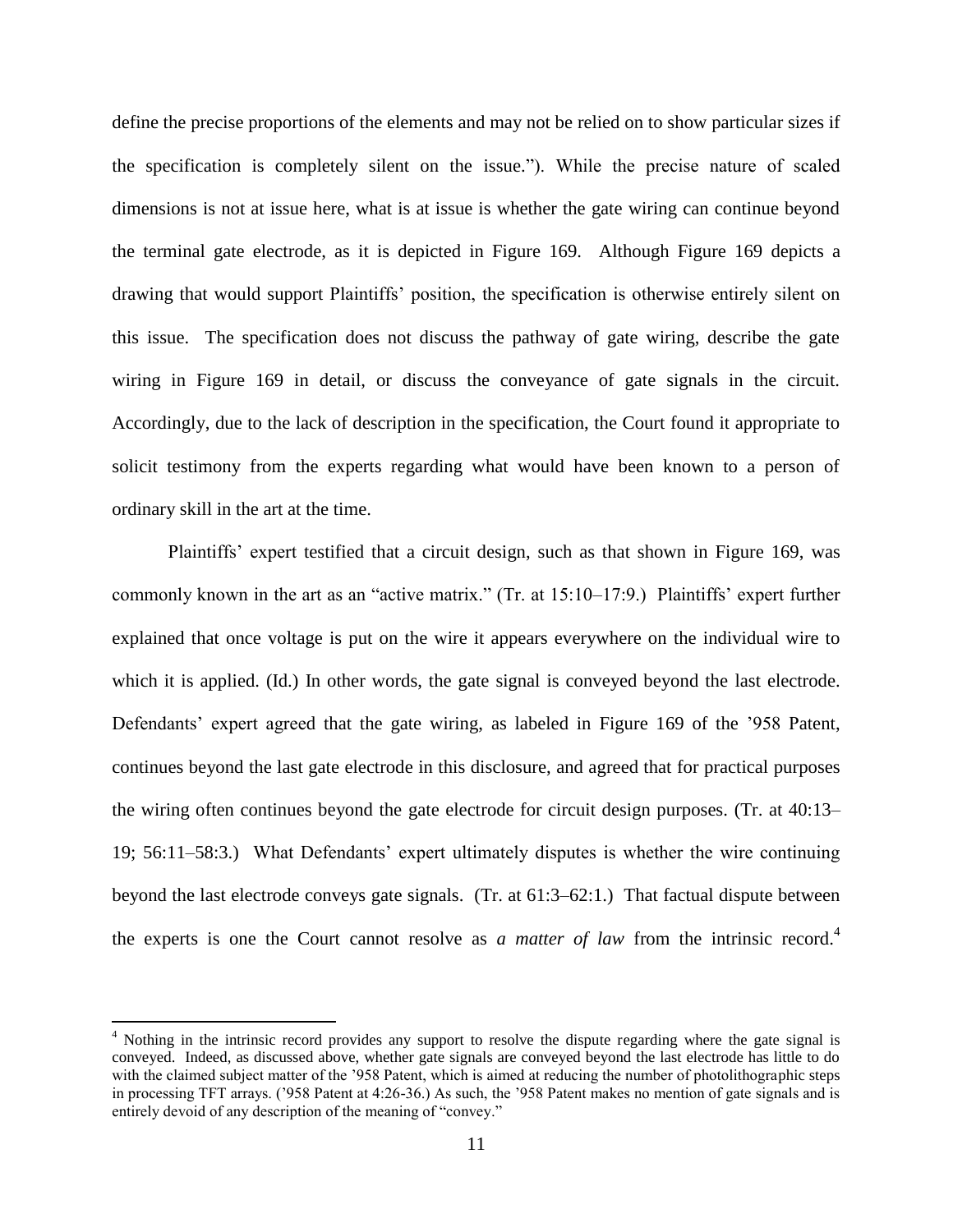define the precise proportions of the elements and may not be relied on to show particular sizes if the specification is completely silent on the issue."). While the precise nature of scaled dimensions is not at issue here, what is at issue is whether the gate wiring can continue beyond the terminal gate electrode, as it is depicted in Figure 169. Although Figure 169 depicts a drawing that would support Plaintiffs' position, the specification is otherwise entirely silent on this issue. The specification does not discuss the pathway of gate wiring, describe the gate wiring in Figure 169 in detail, or discuss the conveyance of gate signals in the circuit. Accordingly, due to the lack of description in the specification, the Court found it appropriate to solicit testimony from the experts regarding what would have been known to a person of ordinary skill in the art at the time.

Plaintiffs' expert testified that a circuit design, such as that shown in Figure 169, was commonly known in the art as an "active matrix." (Tr. at 15:10–17:9.) Plaintiffs' expert further explained that once voltage is put on the wire it appears everywhere on the individual wire to which it is applied. (Id.) In other words, the gate signal is conveyed beyond the last electrode. Defendants' expert agreed that the gate wiring, as labeled in Figure 169 of the '958 Patent, continues beyond the last gate electrode in this disclosure, and agreed that for practical purposes the wiring often continues beyond the gate electrode for circuit design purposes. (Tr. at 40:13–19; 56:11–58:3.) What Defendants' expert ultimately disputes is whether the wire continuing beyond the last electrode conveys gate signals. (Tr. at 61:3–62:1.) That factual dispute between the experts is one the Court cannot resolve as *a matter of law* from the intrinsic record.[4]

[4] Nothing in the intrinsic record provides any support to resolve the dispute regarding where the gate signal is conveyed. Indeed, as discussed above, whether gate signals are conveyed beyond the last electrode has little to do with the claimed subject matter of the '958 Patent, which is aimed at reducing the number of photolithographic steps in processing TFT arrays. ('958 Patent at 4:26-36.) As such, the '958 Patent makes no mention of gate signals and is entirely devoid of any description of the meaning of "convey."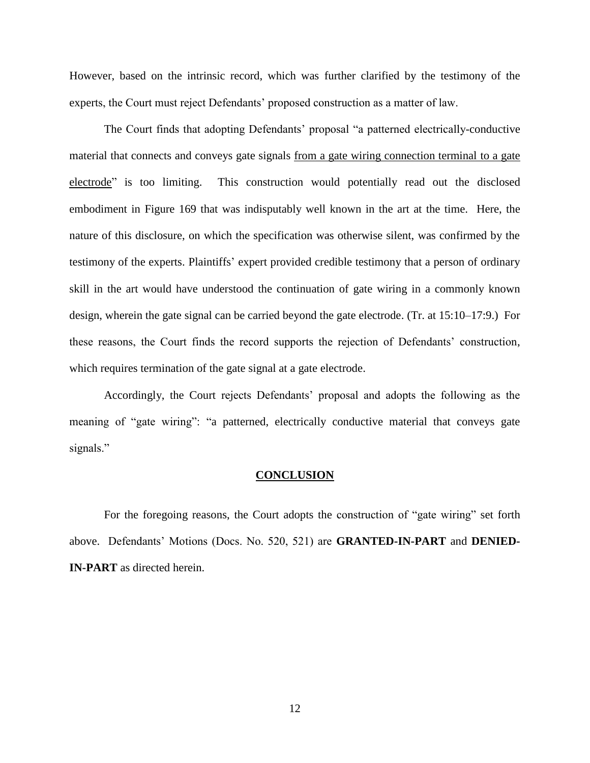However, based on the intrinsic record, which was further clarified by the testimony of the experts, the Court must reject Defendants' proposed construction as a matter of law.

The Court finds that adopting Defendants' proposal "a patterned electrically-conductive material that connects and conveys gate signals <u>from a gate wiring connection terminal to a gate electrode</u>" is too limiting. This construction would potentially read out the disclosed embodiment in Figure 169 that was indisputably well known in the art at the time. Here, the nature of this disclosure, on which the specification was otherwise silent, was confirmed by the testimony of the experts. Plaintiffs' expert provided credible testimony that a person of ordinary skill in the art would have understood the continuation of gate wiring in a commonly known design, wherein the gate signal can be carried beyond the gate electrode. (Tr. at 15:10–17:9.) For these reasons, the Court finds the record supports the rejection of Defendants' construction, which requires termination of the gate signal at a gate electrode.

Accordingly, the Court rejects Defendants' proposal and adopts the following as the meaning of "gate wiring": "a patterned, electrically conductive material that conveys gate signals."

## <u>CONCLUSION</u>

For the foregoing reasons, the Court adopts the construction of "gate wiring" set forth above. Defendants' Motions (Docs. No. 520, 521) are **GRANTED-IN-PART** and **DENIED-IN-PART** as directed herein.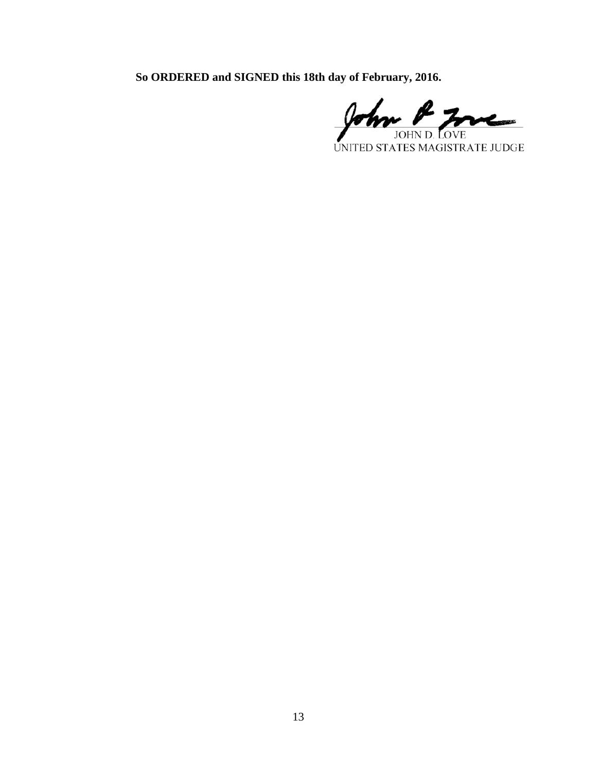**So ORDERED and SIGNED this 18th day of February, 2016.**

JOHN D. LOVE
UNITED STATES MAGISTRATE JUDGE